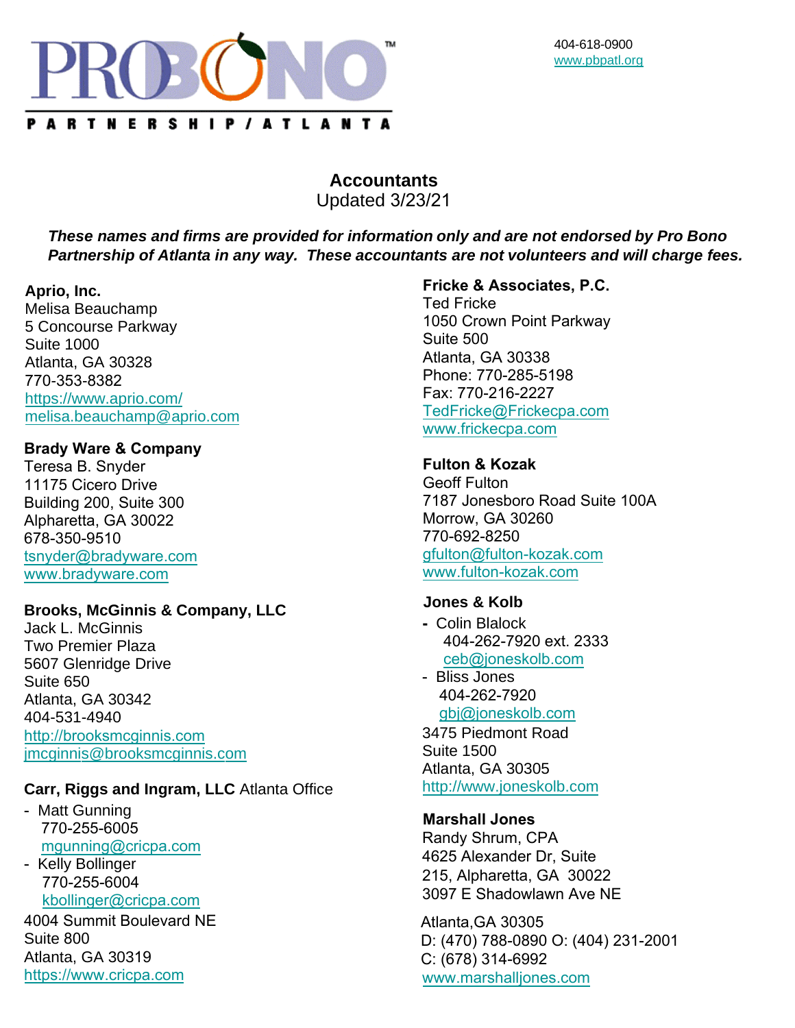PRO BONO PARTNERSHIP / ATLANTA

404-618-0900
www.pbpatl.org

# Accountants

Updated 3/23/21

***These names and firms are provided for information only and are not endorsed by Pro Bono Partnership of Atlanta in any way. These accountants are not volunteers and will charge fees.***

**Aprio, Inc.**
Melisa Beauchamp
5 Concourse Parkway
Suite 1000
Atlanta, GA 30328
770-353-8382
https://www.aprio.com/
melisa.beauchamp@aprio.com

**Brady Ware & Company**
Teresa B. Snyder
11175 Cicero Drive
Building 200, Suite 300
Alpharetta, GA 30022
678-350-9510
tsnyder@bradyware.com
www.bradyware.com

**Brooks, McGinnis & Company, LLC**
Jack L. McGinnis
Two Premier Plaza
5607 Glenridge Drive
Suite 650
Atlanta, GA 30342
404-531-4940
http://brooksmcginnis.com
jmcginnis@brooksmcginnis.com

**Carr, Riggs and Ingram, LLC** Atlanta Office

- Matt Gunning
  770-255-6005
  mgunning@cricpa.com
- Kelly Bollinger
  770-255-6004
  kbollinger@cricpa.com

4004 Summit Boulevard NE
Suite 800
Atlanta, GA 30319
https://www.cricpa.com

**Fricke & Associates, P.C.**
Ted Fricke
1050 Crown Point Parkway
Suite 500
Atlanta, GA 30338
Phone: 770-285-5198
Fax: 770-216-2227
TedFricke@Frickecpa.com
www.frickecpa.com

**Fulton & Kozak**
Geoff Fulton
7187 Jonesboro Road Suite 100A
Morrow, GA 30260
770-692-8250
gfulton@fulton-kozak.com
www.fulton-kozak.com

**Jones & Kolb**

- Colin Blalock
  404-262-7920 ext. 2333
  ceb@joneskolb.com
- Bliss Jones
  404-262-7920
  gbj@joneskolb.com

3475 Piedmont Road
Suite 1500
Atlanta, GA 30305
http://www.joneskolb.com

**Marshall Jones**
Randy Shrum, CPA
4625 Alexander Dr, Suite
215, Alpharetta, GA 30022
3097 E Shadowlawn Ave NE

Atlanta,GA 30305
D: (470) 788-0890 O: (404) 231-2001
C: (678) 314-6992
www.marshalljones.com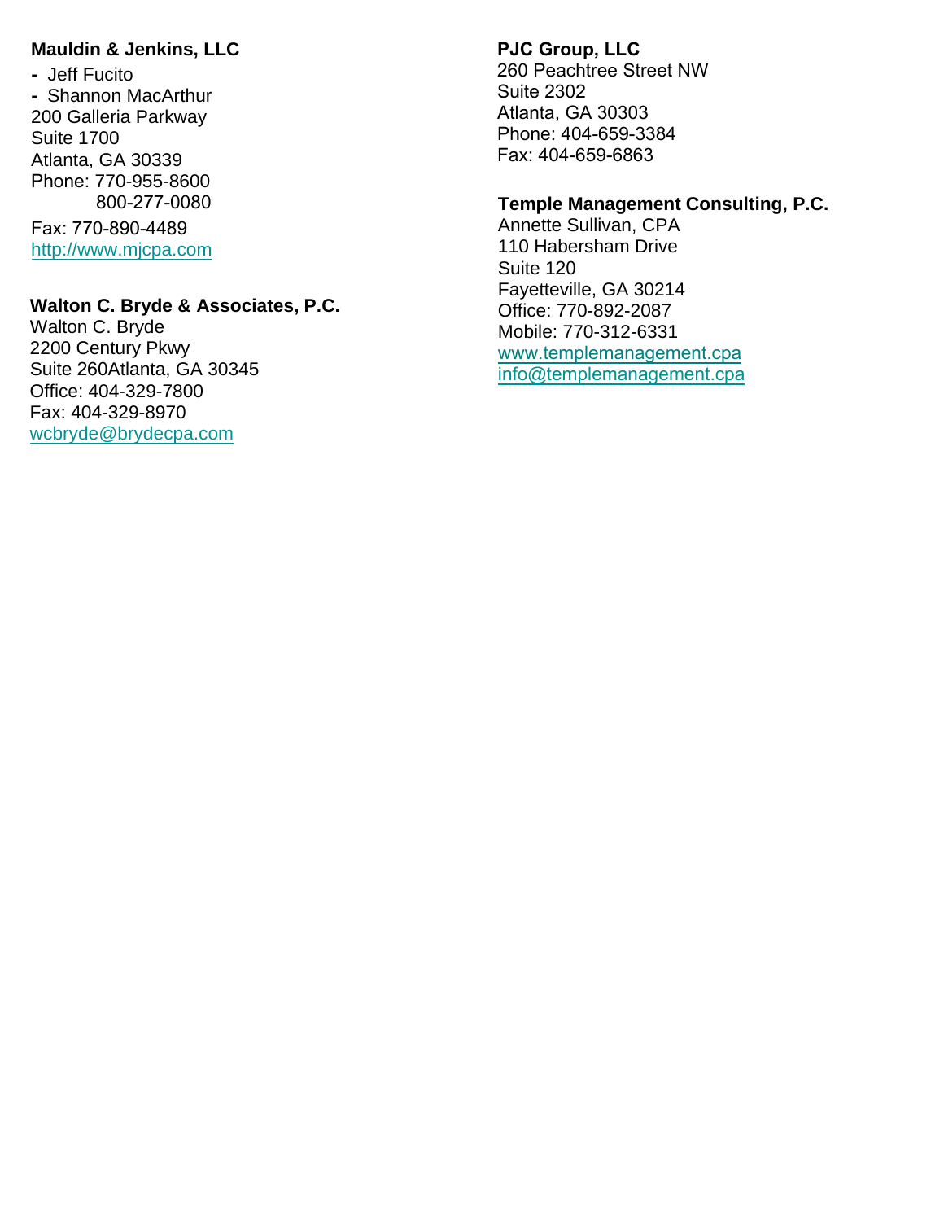**Mauldin & Jenkins, LLC**

- Jeff Fucito
- Shannon MacArthur

200 Galleria Parkway
Suite 1700
Atlanta, GA 30339
Phone: 770-955-8600
800-277-0080
Fax: 770-890-4489
http://www.mjcpa.com

**Walton C. Bryde & Associates, P.C.**
Walton C. Bryde
2200 Century Pkwy
Suite 260Atlanta, GA 30345
Office: 404-329-7800
Fax: 404-329-8970
wcbryde@brydecpa.com

**PJC Group, LLC**
260 Peachtree Street NW
Suite 2302
Atlanta, GA 30303
Phone: 404-659-3384
Fax: 404-659-6863

**Temple Management Consulting, P.C.**
Annette Sullivan, CPA
110 Habersham Drive
Suite 120
Fayetteville, GA 30214
Office: 770-892-2087
Mobile: 770-312-6331
www.templemanagement.cpa
info@templemanagement.cpa